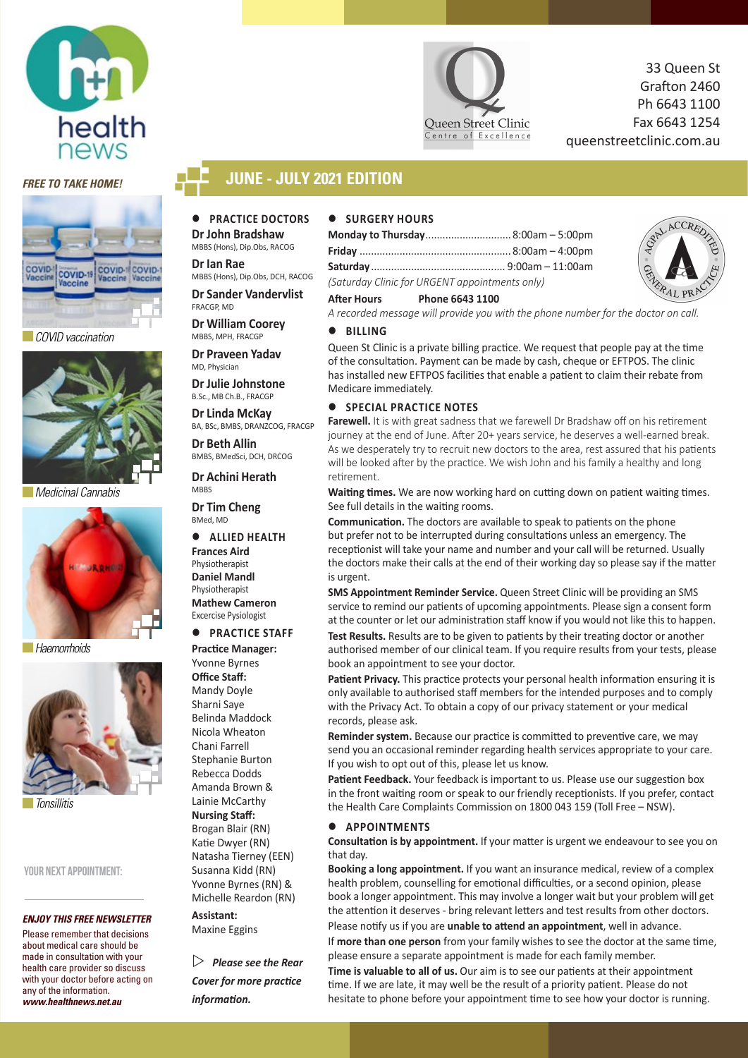health news

33 Queen St
Grafton 2460
Ph 6643 1100
Fax 6643 1254
queenstreetclinic.com.au

Queen Street Clinic
Centre of Excellence

*FREE TO TAKE HOME!*

# JUNE - JULY 2021 EDITION

COVID vaccination

Medicinal Cannabis

Haemorrhoids

Tonsillitis

YOUR NEXT APPOINTMENT:

***ENJOY THIS FREE NEWSLETTER***

Please remember that decisions about medical care should be made in consultation with your health care provider so discuss with your doctor before acting on any of the information.
***www.healthnews.net.au***

## PRACTICE DOCTORS

**Dr John Bradshaw**
MBBS (Hons), Dip.Obs, RACOG

**Dr Ian Rae**
MBBS (Hons), Dip.Obs, DCH, RACOG

**Dr Sander Vandervlist**
FRACGP, MD

**Dr William Coorey**
MBBS, MPH, FRACGP

**Dr Praveen Yadav**
MD, Physician

**Dr Julie Johnstone**
B.Sc., MB Ch.B., FRACGP

**Dr Linda McKay**
BA, BSc, BMBS, DRANZCOG, FRACGP

**Dr Beth Allin**
BMBS, BMedSci, DCH, DRCOG

**Dr Achini Herath**
MBBS

**Dr Tim Cheng**
BMed, MD

## ALLIED HEALTH

**Frances Aird**
Physiotherapist

**Daniel Mandl**
Physiotherapist

**Mathew Cameron**
Excercise Pysiologist

## PRACTICE STAFF

**Practice Manager:**
Yvonne Byrnes

**Office Staff:**
Mandy Doyle
Sharni Saye
Belinda Maddock
Nicola Wheaton
Chani Farrell
Stephanie Burton
Rebecca Dodds
Amanda Brown &
Lainie McCarthy

**Nursing Staff:**
Brogan Blair (RN)
Katie Dwyer (RN)
Natasha Tierney (EEN)
Susanna Kidd (RN)
Yvonne Byrnes (RN) &
Michelle Reardon (RN)

**Assistant:**
Maxine Eggins

▷ ***Please see the Rear Cover for more practice information.***

## SURGERY HOURS

**Monday to Thursday** .............................. 8:00am – 5:00pm
**Friday** ..................................................... 8:00am – 4:00pm
**Saturday** ............................................... 9:00am – 11:00am
*(Saturday Clinic for URGENT appointments only)*

**After Hours** **Phone 6643 1100**
*A recorded message will provide you with the phone number for the doctor on call.*

AGPAL ACCREDITED GENERAL PRACTICE

## BILLING

Queen St Clinic is a private billing practice. We request that people pay at the time of the consultation. Payment can be made by cash, cheque or EFTPOS. The clinic has installed new EFTPOS facilities that enable a patient to claim their rebate from Medicare immediately.

## SPECIAL PRACTICE NOTES

**Farewell.** It is with great sadness that we farewell Dr Bradshaw off on his retirement journey at the end of June. After 20+ years service, he deserves a well-earned break. As we desperately try to recruit new doctors to the area, rest assured that his patients will be looked after by the practice. We wish John and his family a healthy and long retirement.

**Waiting times.** We are now working hard on cutting down on patient waiting times. See full details in the waiting rooms.

**Communication.** The doctors are available to speak to patients on the phone but prefer not to be interrupted during consultations unless an emergency. The receptionist will take your name and number and your call will be returned. Usually the doctors make their calls at the end of their working day so please say if the matter is urgent.

**SMS Appointment Reminder Service.** Queen Street Clinic will be providing an SMS service to remind our patients of upcoming appointments. Please sign a consent form at the counter or let our administration staff know if you would not like this to happen.

**Test Results.** Results are to be given to patients by their treating doctor or another authorised member of our clinical team. If you require results from your tests, please book an appointment to see your doctor.

**Patient Privacy.** This practice protects your personal health information ensuring it is only available to authorised staff members for the intended purposes and to comply with the Privacy Act. To obtain a copy of our privacy statement or your medical records, please ask.

**Reminder system.** Because our practice is committed to preventive care, we may send you an occasional reminder regarding health services appropriate to your care. If you wish to opt out of this, please let us know.

**Patient Feedback.** Your feedback is important to us. Please use our suggestion box in the front waiting room or speak to our friendly receptionists. If you prefer, contact the Health Care Complaints Commission on 1800 043 159 (Toll Free – NSW).

## APPOINTMENTS

**Consultation is by appointment.** If your matter is urgent we endeavour to see you on that day.

**Booking a long appointment.** If you want an insurance medical, review of a complex health problem, counselling for emotional difficulties, or a second opinion, please book a longer appointment. This may involve a longer wait but your problem will get the attention it deserves - bring relevant letters and test results from other doctors.

Please notify us if you are **unable to attend an appointment**, well in advance.

If **more than one person** from your family wishes to see the doctor at the same time, please ensure a separate appointment is made for each family member.

**Time is valuable to all of us.** Our aim is to see our patients at their appointment time. If we are late, it may well be the result of a priority patient. Please do not hesitate to phone before your appointment time to see how your doctor is running.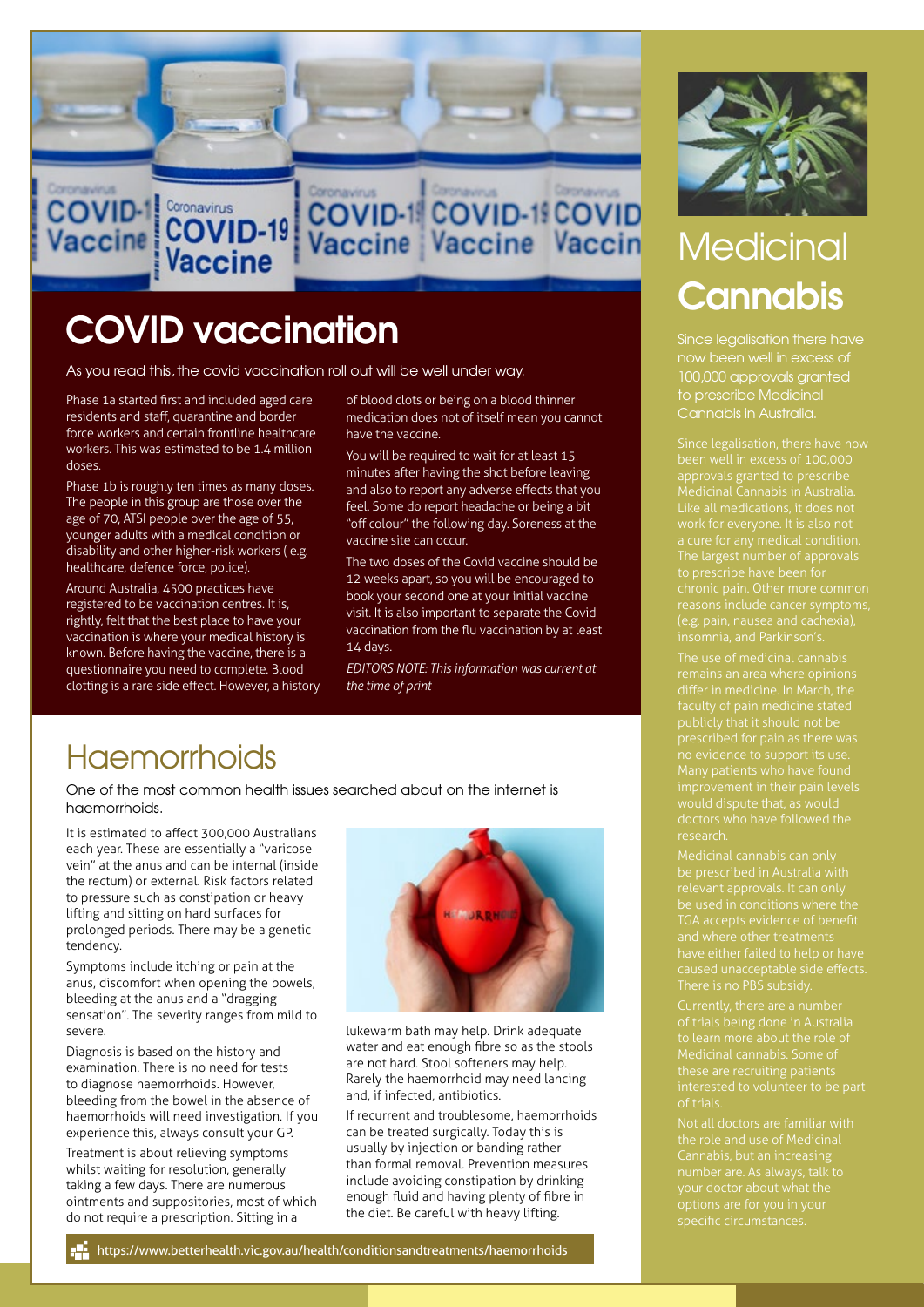# COVID vaccination

As you read this, the covid vaccination roll out will be well under way.

Phase 1a started first and included aged care residents and staff, quarantine and border force workers and certain frontline healthcare workers. This was estimated to be 1.4 million doses.

Phase 1b is roughly ten times as many doses. The people in this group are those over the age of 70, ATSI people over the age of 55, younger adults with a medical condition or disability and other higher-risk workers ( e.g. healthcare, defence force, police).

Around Australia, 4500 practices have registered to be vaccination centres. It is, rightly, felt that the best place to have your vaccination is where your medical history is known. Before having the vaccine, there is a questionnaire you need to complete. Blood clotting is a rare side effect. However, a history of blood clots or being on a blood thinner medication does not of itself mean you cannot have the vaccine.

You will be required to wait for at least 15 minutes after having the shot before leaving and also to report any adverse effects that you feel. Some do report headache or being a bit "off colour" the following day. Soreness at the vaccine site can occur.

The two doses of the Covid vaccine should be 12 weeks apart, so you will be encouraged to book your second one at your initial vaccine visit. It is also important to separate the Covid vaccination from the flu vaccination by at least 14 days.

*EDITORS NOTE: This information was current at the time of print*

# Haemorrhoids

One of the most common health issues searched about on the internet is haemorrhoids.

It is estimated to affect 300,000 Australians each year. These are essentially a "varicose vein" at the anus and can be internal (inside the rectum) or external. Risk factors related to pressure such as constipation or heavy lifting and sitting on hard surfaces for prolonged periods. There may be a genetic tendency.

Symptoms include itching or pain at the anus, discomfort when opening the bowels, bleeding at the anus and a "dragging sensation". The severity ranges from mild to severe.

Diagnosis is based on the history and examination. There is no need for tests to diagnose haemorrhoids. However, bleeding from the bowel in the absence of haemorrhoids will need investigation. If you experience this, always consult your GP.

Treatment is about relieving symptoms whilst waiting for resolution, generally taking a few days. There are numerous ointments and suppositories, most of which do not require a prescription. Sitting in a lukewarm bath may help. Drink adequate water and eat enough fibre so as the stools are not hard. Stool softeners may help. Rarely the haemorrhoid may need lancing and, if infected, antibiotics.

If recurrent and troublesome, haemorrhoids can be treated surgically. Today this is usually by injection or banding rather than formal removal. Prevention measures include avoiding constipation by drinking enough fluid and having plenty of fibre in the diet. Be careful with heavy lifting.

https://www.betterhealth.vic.gov.au/health/conditionsandtreatments/haemorrhoids

# Medicinal Cannabis

Since legalisation there have now been well in excess of 100,000 approvals granted to prescribe Medicinal Cannabis in Australia.

Since legalisation, there have now been well in excess of 100,000 approvals granted to prescribe Medicinal Cannabis in Australia. Like all medications, it does not work for everyone. It is also not a cure for any medical condition. The largest number of approvals to prescribe have been for chronic pain. Other more common reasons include cancer symptoms, (e.g. pain, nausea and cachexia), insomnia, and Parkinson's.

The use of medicinal cannabis remains an area where opinions differ in medicine. In March, the faculty of pain medicine stated publicly that it should not be prescribed for pain as there was no evidence to support its use. Many patients who have found improvement in their pain levels would dispute that, as would doctors who have followed the research.

Medicinal cannabis can only be prescribed in Australia with relevant approvals. It can only be used in conditions where the TGA accepts evidence of benefit and where other treatments have either failed to help or have caused unacceptable side effects. There is no PBS subsidy.

Currently, there are a number of trials being done in Australia to learn more about the role of Medicinal cannabis. Some of these are recruiting patients interested to volunteer to be part of trials.

Not all doctors are familiar with the role and use of Medicinal Cannabis, but an increasing number are. As always, talk to your doctor about what the options are for you in your specific circumstances.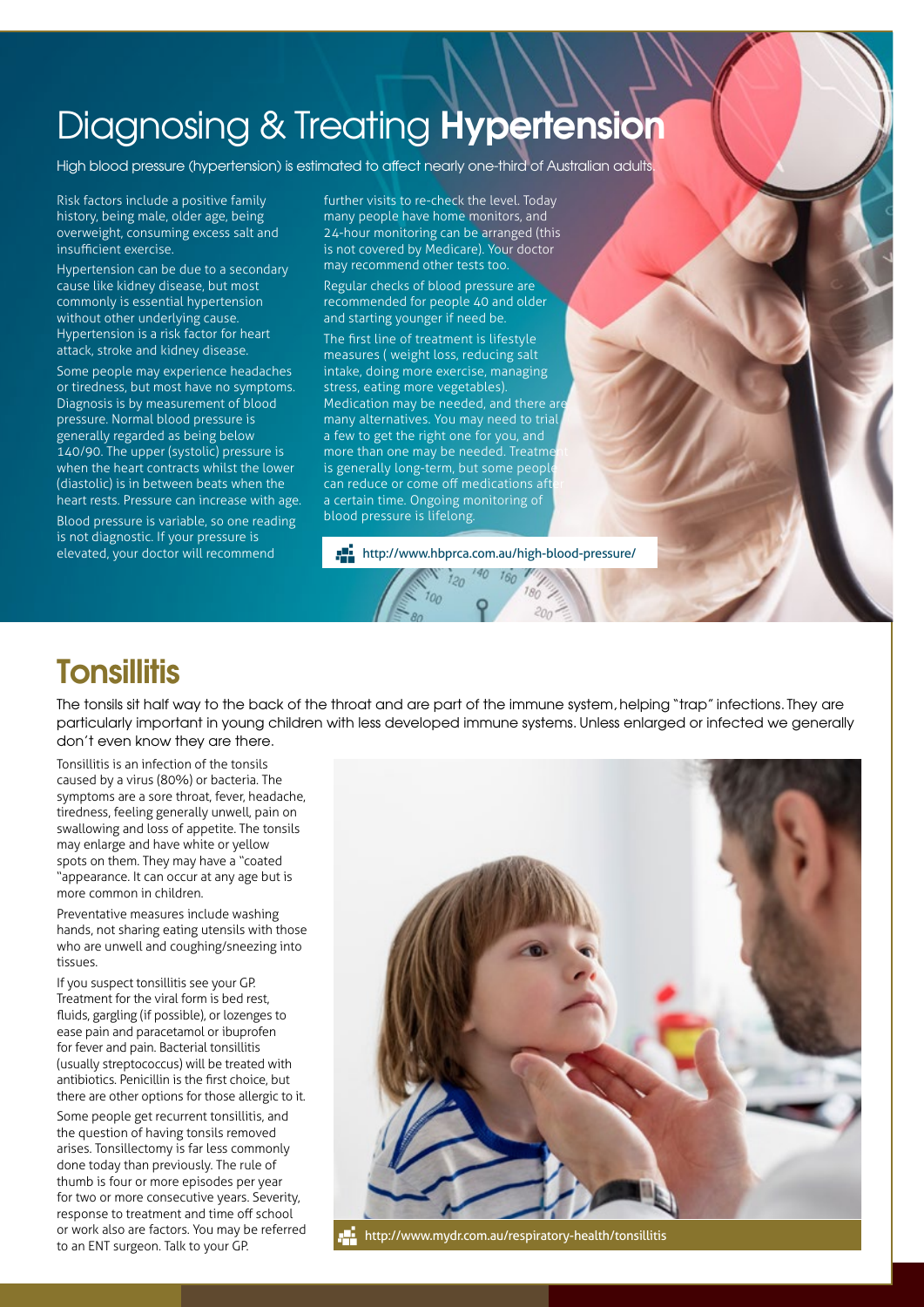# Diagnosing & Treating **Hypertension**

High blood pressure (hypertension) is estimated to affect nearly one-third of Australian adults.

Risk factors include a positive family history, being male, older age, being overweight, consuming excess salt and insufficient exercise.

Hypertension can be due to a secondary cause like kidney disease, but most commonly is essential hypertension without other underlying cause. Hypertension is a risk factor for heart attack, stroke and kidney disease.

Some people may experience headaches or tiredness, but most have no symptoms. Diagnosis is by measurement of blood pressure. Normal blood pressure is generally regarded as being below 140/90. The upper (systolic) pressure is when the heart contracts whilst the lower (diastolic) is in between beats when the heart rests. Pressure can increase with age.

Blood pressure is variable, so one reading is not diagnostic. If your pressure is elevated, your doctor will recommend further visits to re-check the level. Today many people have home monitors, and 24-hour monitoring can be arranged (this is not covered by Medicare). Your doctor may recommend other tests too.

Regular checks of blood pressure are recommended for people 40 and older and starting younger if need be.

The first line of treatment is lifestyle measures ( weight loss, reducing salt intake, doing more exercise, managing stress, eating more vegetables). Medication may be needed, and there are many alternatives. You may need to trial a few to get the right one for you, and more than one may be needed. Treatment is generally long-term, but some people can reduce or come off medications after a certain time. Ongoing monitoring of blood pressure is lifelong.

http://www.hbprca.com.au/high-blood-pressure/

# Tonsillitis

The tonsils sit half way to the back of the throat and are part of the immune system, helping "trap" infections. They are particularly important in young children with less developed immune systems. Unless enlarged or infected we generally don't even know they are there.

Tonsillitis is an infection of the tonsils caused by a virus (80%) or bacteria. The symptoms are a sore throat, fever, headache, tiredness, feeling generally unwell, pain on swallowing and loss of appetite. The tonsils may enlarge and have white or yellow spots on them. They may have a "coated "appearance. It can occur at any age but is more common in children.

Preventative measures include washing hands, not sharing eating utensils with those who are unwell and coughing/sneezing into tissues.

If you suspect tonsillitis see your GP. Treatment for the viral form is bed rest, fluids, gargling (if possible), or lozenges to ease pain and paracetamol or ibuprofen for fever and pain. Bacterial tonsillitis (usually streptococcus) will be treated with antibiotics. Penicillin is the first choice, but there are other options for those allergic to it.

Some people get recurrent tonsillitis, and the question of having tonsils removed arises. Tonsillectomy is far less commonly done today than previously. The rule of thumb is four or more episodes per year for two or more consecutive years. Severity, response to treatment and time off school or work also are factors. You may be referred to an ENT surgeon. Talk to your GP.

http://www.mydr.com.au/respiratory-health/tonsillitis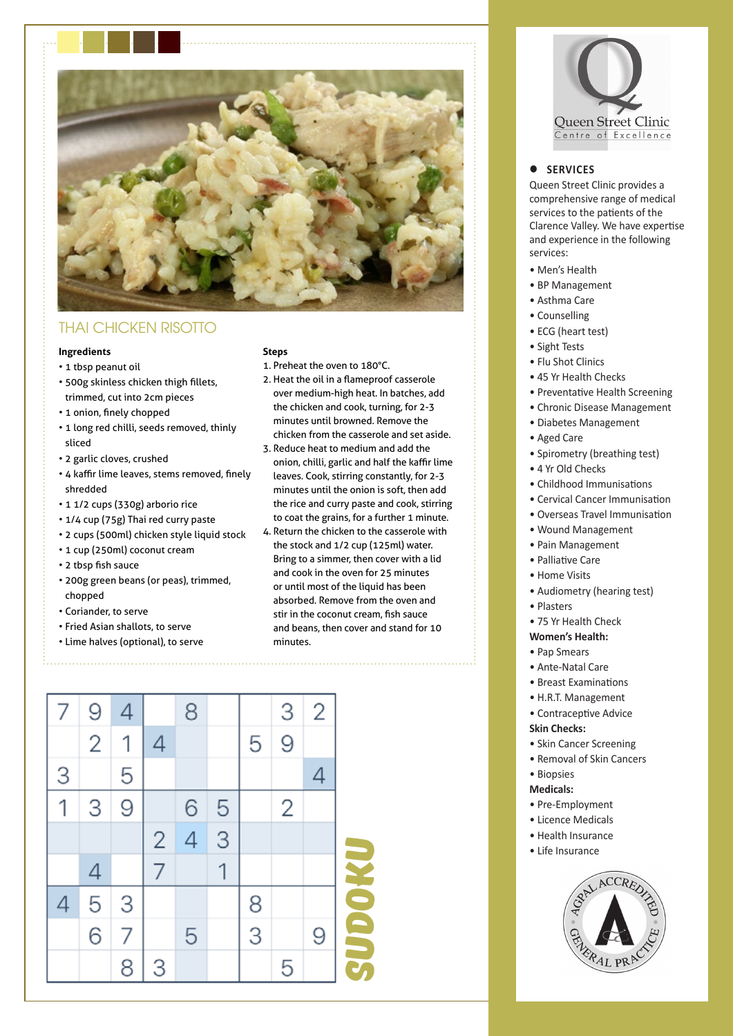## THAI CHICKEN RISOTTO

**Ingredients**

- 1 tbsp peanut oil
- 500g skinless chicken thigh fillets, trimmed, cut into 2cm pieces
- 1 onion, finely chopped
- 1 long red chilli, seeds removed, thinly sliced
- 2 garlic cloves, crushed
- 4 kaffir lime leaves, stems removed, finely shredded
- 1 1/2 cups (330g) arborio rice
- 1/4 cup (75g) Thai red curry paste
- 2 cups (500ml) chicken style liquid stock
- 1 cup (250ml) coconut cream
- 2 tbsp fish sauce
- 200g green beans (or peas), trimmed, chopped
- Coriander, to serve
- Fried Asian shallots, to serve
- Lime halves (optional), to serve

**Steps**

1. Preheat the oven to 180°C.
2. Heat the oil in a flameproof casserole over medium-high heat. In batches, add the chicken and cook, turning, for 2-3 minutes until browned. Remove the chicken from the casserole and set aside.
3. Reduce heat to medium and add the onion, chilli, garlic and half the kaffir lime leaves. Cook, stirring constantly, for 2-3 minutes until the onion is soft, then add the rice and curry paste and cook, stirring to coat the grains, for a further 1 minute.
4. Return the chicken to the casserole with the stock and 1/2 cup (125ml) water. Bring to a simmer, then cover with a lid and cook in the oven for 25 minutes or until most of the liquid has been absorbed. Remove from the oven and stir in the coconut cream, fish sauce and beans, then cover and stand for 10 minutes.

## SUDOKU

| | | | | | | | | |
|---|---|---|---|---|---|---|---|---|
| 7 | 9 | 4 | | 8 | | | 3 | 2 |
| | 2 | 1 | 4 | | | 5 | 9 | |
| 3 | | 5 | | | | | | 4 |
| 1 | 3 | 9 | | 6 | 5 | | 2 | |
| | | | 2 | 4 | 3 | | | |
| | 4 | | 7 | | 1 | | | |
| 4 | 5 | 3 | | | | 8 | | |
| | 6 | 7 | | 5 | | 3 | | 9 |
| | | 8 | 3 | | | | 5 | |

Queen Street Clinic
Centre of Excellence

### SERVICES

Queen Street Clinic provides a comprehensive range of medical services to the patients of the Clarence Valley. We have expertise and experience in the following services:

- Men's Health
- BP Management
- Asthma Care
- Counselling
- ECG (heart test)
- Sight Tests
- Flu Shot Clinics
- 45 Yr Health Checks
- Preventative Health Screening
- Chronic Disease Management
- Diabetes Management
- Aged Care
- Spirometry (breathing test)
- 4 Yr Old Checks
- Childhood Immunisations
- Cervical Cancer Immunisation
- Overseas Travel Immunisation
- Wound Management
- Pain Management
- Palliative Care
- Home Visits
- Audiometry (hearing test)
- Plasters
- 75 Yr Health Check

**Women's Health:**

- Pap Smears
- Ante-Natal Care
- Breast Examinations
- H.R.T. Management
- Contraceptive Advice

**Skin Checks:**

- Skin Cancer Screening
- Removal of Skin Cancers
- Biopsies

**Medicals:**

- Pre-Employment
- Licence Medicals
- Health Insurance
- Life Insurance

AGPAL ACCREDITED GENERAL PRACTICE